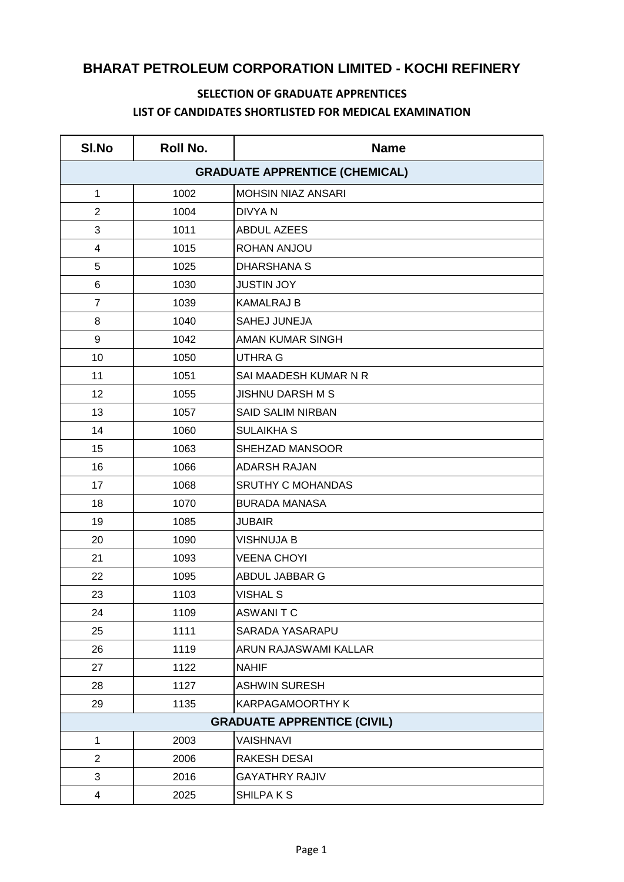# BHARAT PETROLEUM CORPORATION LIMITED - KOCHI REFINERY

## SELECTION OF GRADUATE APPRENTICES

## LIST OF CANDIDATES SHORTLISTED FOR MEDICAL EXAMINATION

| Sl.No | Roll No. | Name |
|---|---|---|
| **GRADUATE APPRENTICE (CHEMICAL)** | | |
| 1 | 1002 | MOHSIN NIAZ ANSARI |
| 2 | 1004 | DIVYA N |
| 3 | 1011 | ABDUL AZEES |
| 4 | 1015 | ROHAN ANJOU |
| 5 | 1025 | DHARSHANA S |
| 6 | 1030 | JUSTIN JOY |
| 7 | 1039 | KAMALRAJ B |
| 8 | 1040 | SAHEJ JUNEJA |
| 9 | 1042 | AMAN KUMAR SINGH |
| 10 | 1050 | UTHRA G |
| 11 | 1051 | SAI MAADESH KUMAR N R |
| 12 | 1055 | JISHNU DARSH M S |
| 13 | 1057 | SAID SALIM NIRBAN |
| 14 | 1060 | SULAIKHA S |
| 15 | 1063 | SHEHZAD MANSOOR |
| 16 | 1066 | ADARSH RAJAN |
| 17 | 1068 | SRUTHY C MOHANDAS |
| 18 | 1070 | BURADA MANASA |
| 19 | 1085 | JUBAIR |
| 20 | 1090 | VISHNUJA B |
| 21 | 1093 | VEENA CHOYI |
| 22 | 1095 | ABDUL JABBAR G |
| 23 | 1103 | VISHAL S |
| 24 | 1109 | ASWANI T C |
| 25 | 1111 | SARADA YASARAPU |
| 26 | 1119 | ARUN RAJASWAMI KALLAR |
| 27 | 1122 | NAHIF |
| 28 | 1127 | ASHWIN SURESH |
| 29 | 1135 | KARPAGAMOORTHY K |
| **GRADUATE APPRENTICE (CIVIL)** | | |
| 1 | 2003 | VAISHNAVI |
| 2 | 2006 | RAKESH DESAI |
| 3 | 2016 | GAYATHRY RAJIV |
| 4 | 2025 | SHILPA K S |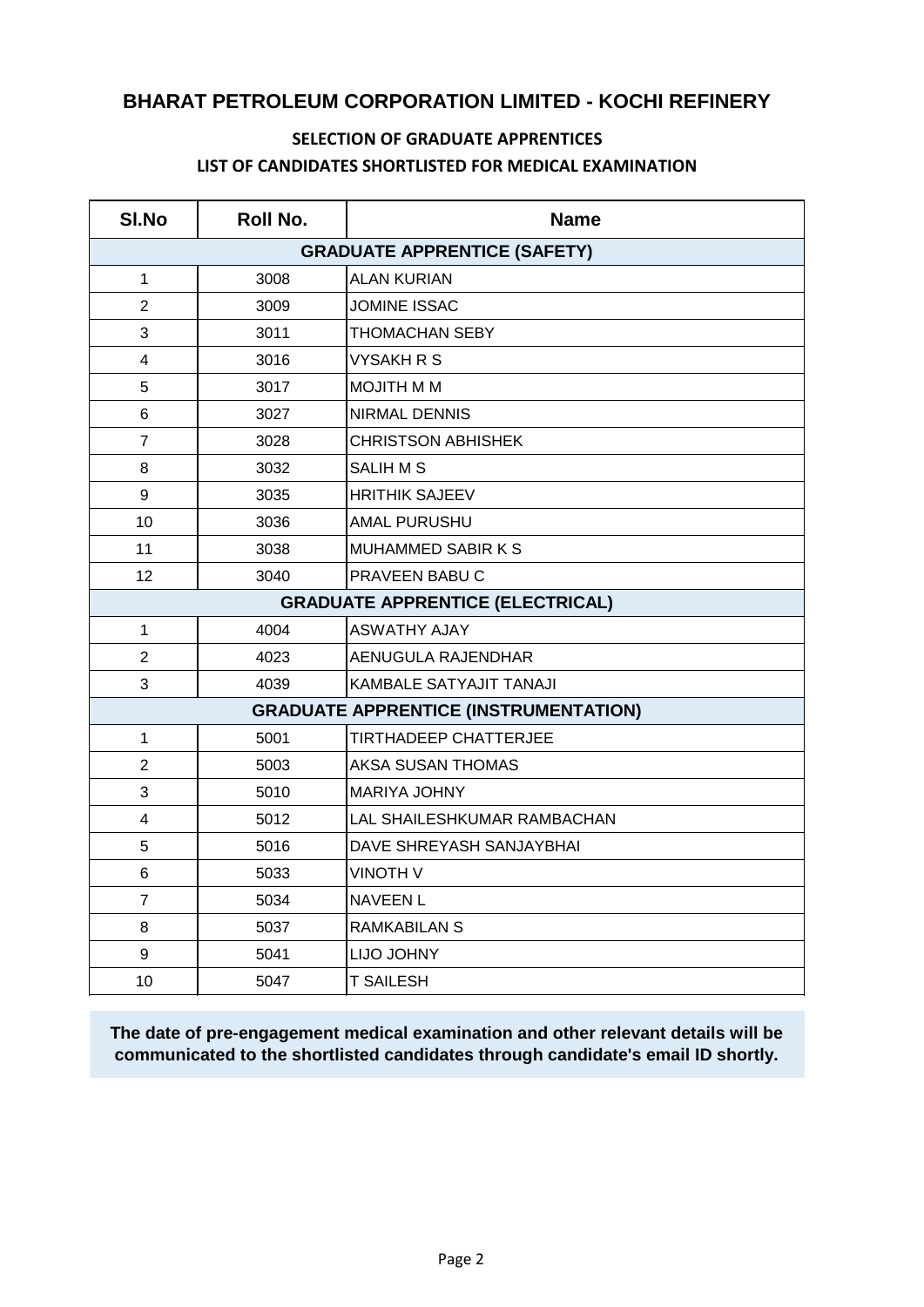# BHARAT PETROLEUM CORPORATION LIMITED - KOCHI REFINERY

## SELECTION OF GRADUATE APPRENTICES

## LIST OF CANDIDATES SHORTLISTED FOR MEDICAL EXAMINATION

| Sl.No | Roll No. | Name |
|---|---|---|
| **GRADUATE APPRENTICE (SAFETY)** | | |
| 1 | 3008 | ALAN KURIAN |
| 2 | 3009 | JOMINE ISSAC |
| 3 | 3011 | THOMACHAN SEBY |
| 4 | 3016 | VYSAKH R S |
| 5 | 3017 | MOJITH M M |
| 6 | 3027 | NIRMAL DENNIS |
| 7 | 3028 | CHRISTSON ABHISHEK |
| 8 | 3032 | SALIH M S |
| 9 | 3035 | HRITHIK SAJEEV |
| 10 | 3036 | AMAL PURUSHU |
| 11 | 3038 | MUHAMMED SABIR K S |
| 12 | 3040 | PRAVEEN BABU C |
| **GRADUATE APPRENTICE (ELECTRICAL)** | | |
| 1 | 4004 | ASWATHY AJAY |
| 2 | 4023 | AENUGULA RAJENDHAR |
| 3 | 4039 | KAMBALE SATYAJIT TANAJI |
| **GRADUATE APPRENTICE (INSTRUMENTATION)** | | |
| 1 | 5001 | TIRTHADEEP CHATTERJEE |
| 2 | 5003 | AKSA SUSAN THOMAS |
| 3 | 5010 | MARIYA JOHNY |
| 4 | 5012 | LAL SHAILESHKUMAR RAMBACHAN |
| 5 | 5016 | DAVE SHREYASH SANJAYBHAI |
| 6 | 5033 | VINOTH V |
| 7 | 5034 | NAVEEN L |
| 8 | 5037 | RAMKABILAN S |
| 9 | 5041 | LIJO JOHNY |
| 10 | 5047 | T SAILESH |

**The date of pre-engagement medical examination and other relevant details will be communicated to the shortlisted candidates through candidate's email ID shortly.**